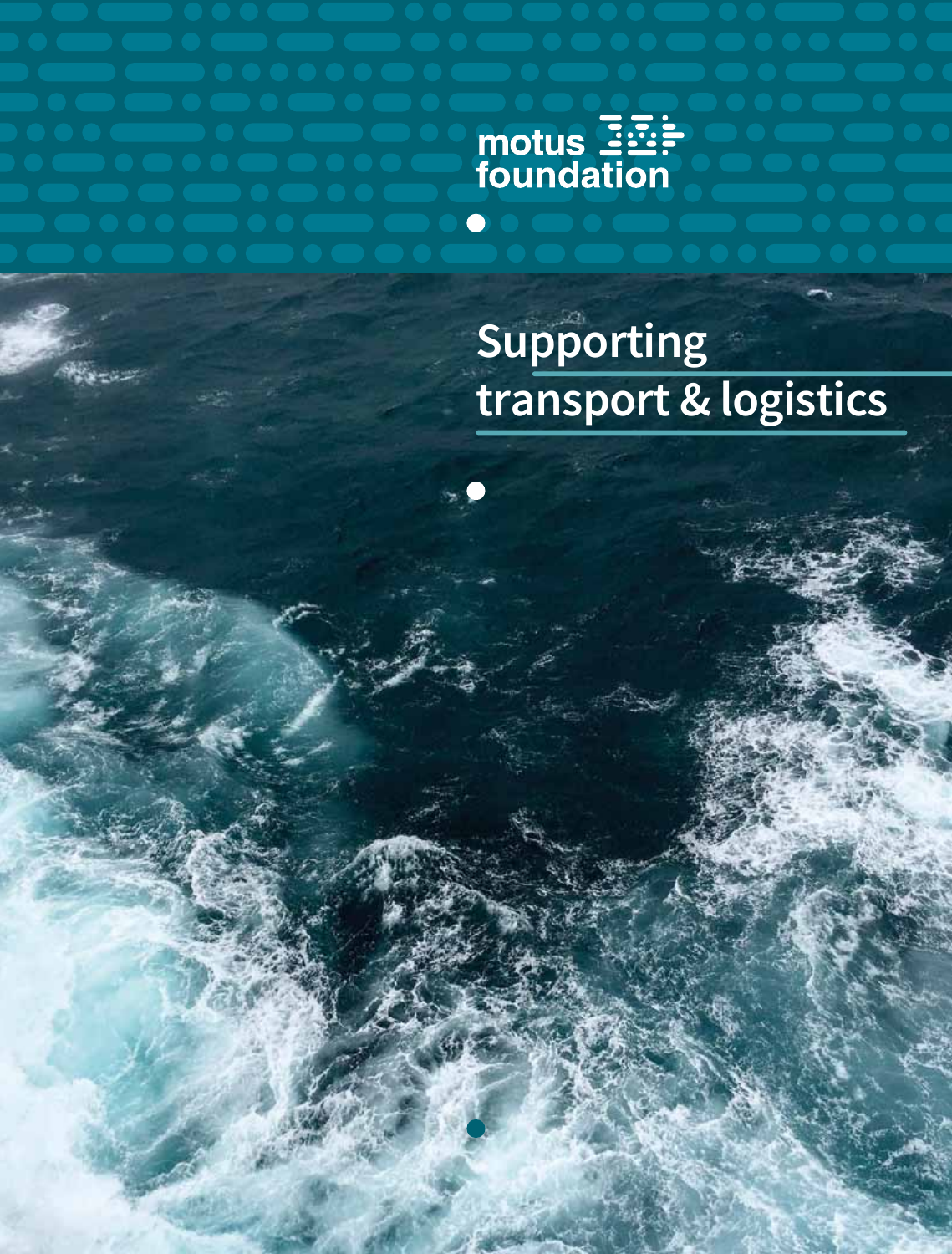motus foundation

# Supporting transport & logistics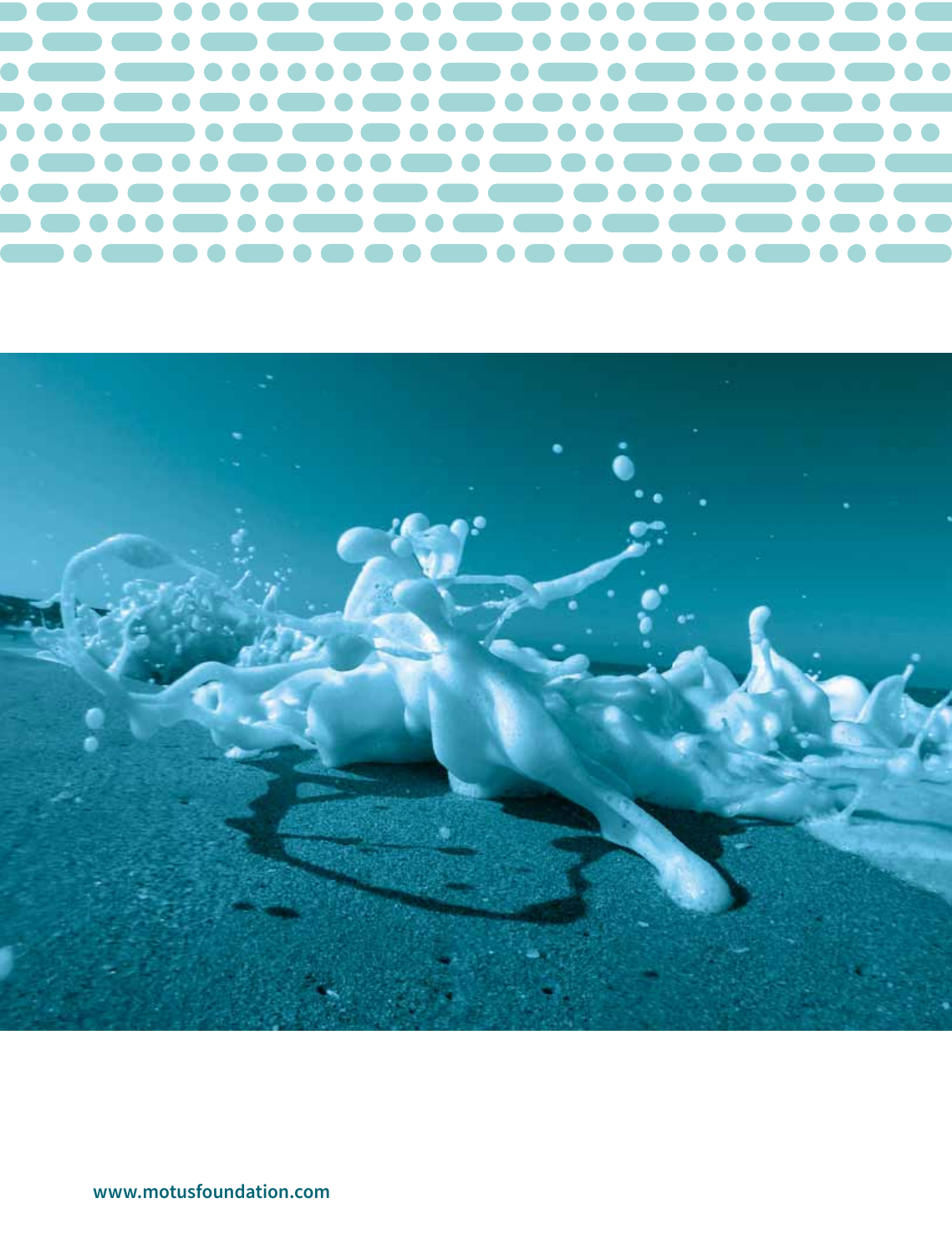www.motusfoundation.com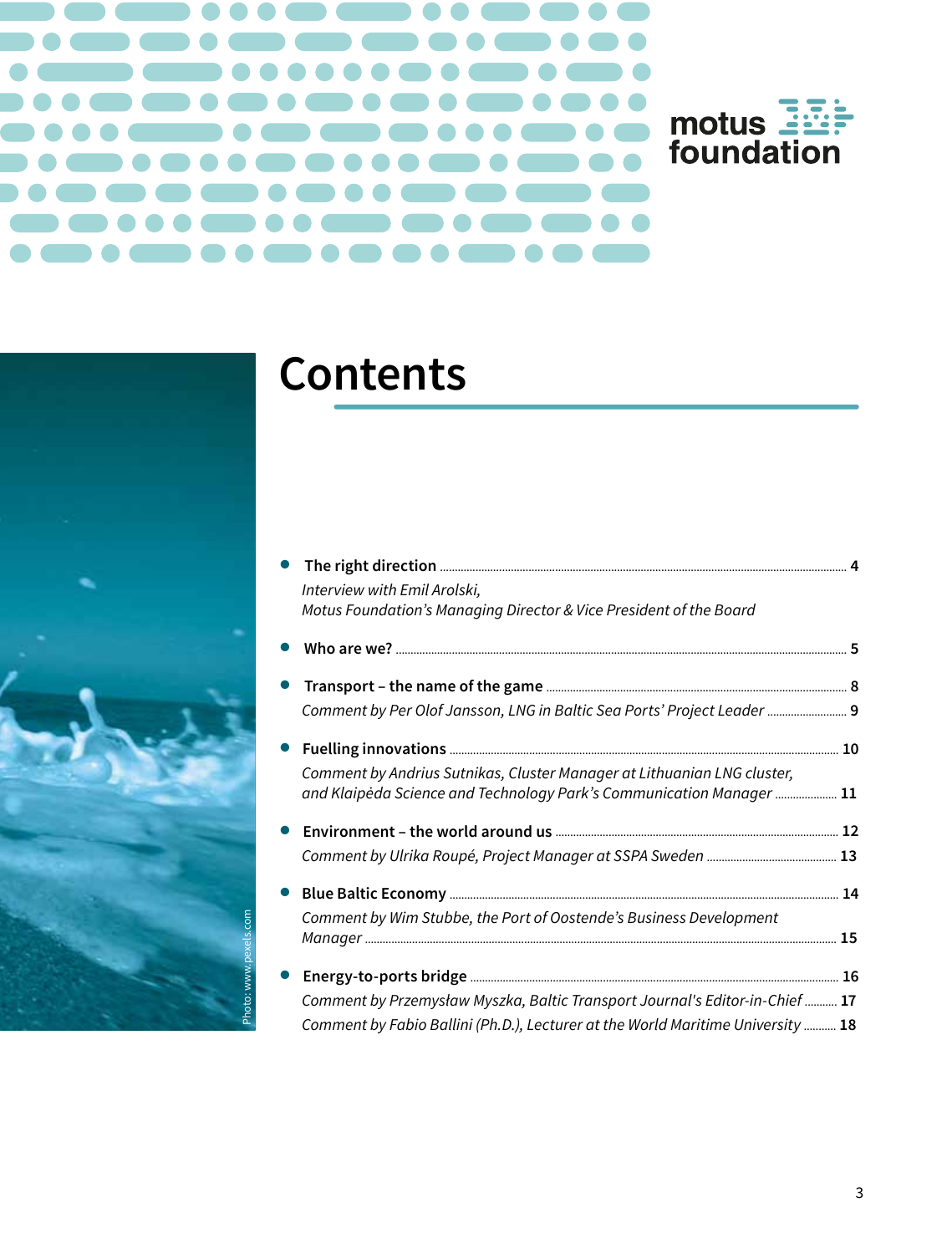motus foundation

# Contents

- **The right direction** ........ 4
  *Interview with Emil Arolski, Motus Foundation's Managing Director & Vice President of the Board*
- **Who are we?** ........ 5
- **Transport – the name of the game** ........ 8
  *Comment by Per Olof Jansson, LNG in Baltic Sea Ports' Project Leader* ........ 9
- **Fuelling innovations** ........ 10
  *Comment by Andrius Sutnikas, Cluster Manager at Lithuanian LNG cluster, and Klaipėda Science and Technology Park's Communication Manager* ........ 11
- **Environment – the world around us** ........ 12
  *Comment by Ulrika Roupé, Project Manager at SSPA Sweden* ........ 13
- **Blue Baltic Economy** ........ 14
  *Comment by Wim Stubbe, the Port of Oostende's Business Development Manager* ........ 15
- **Energy-to-ports bridge** ........ 16
  *Comment by Przemysław Myszka, Baltic Transport Journal's Editor-in-Chief* ........ 17
  *Comment by Fabio Ballini (Ph.D.), Lecturer at the World Maritime University* ........ 18

Photo: www.pexels.com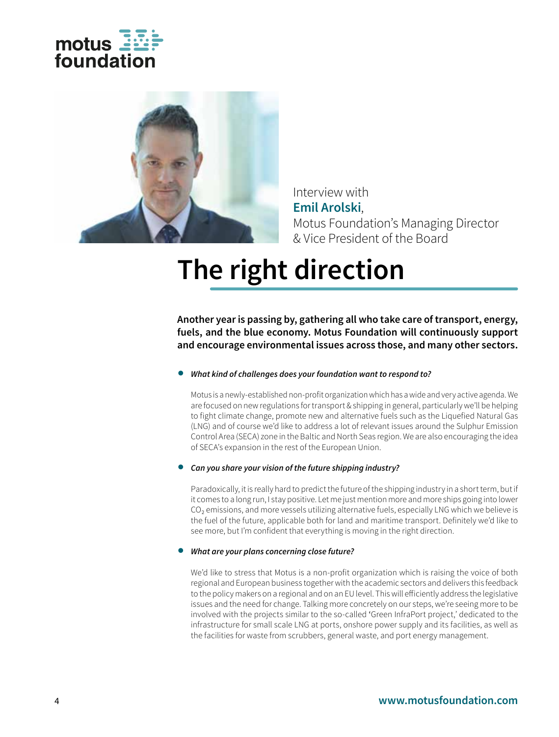motus foundation

Interview with **Emil Arolski**, Motus Foundation's Managing Director & Vice President of the Board

# The right direction

**Another year is passing by, gathering all who take care of transport, energy, fuels, and the blue economy. Motus Foundation will continuously support and encourage environmental issues across those, and many other sectors.**

- ***What kind of challenges does your foundation want to respond to?***

Motus is a newly-established non-profit organization which has a wide and very active agenda. We are focused on new regulations for transport & shipping in general, particularly we'll be helping to fight climate change, promote new and alternative fuels such as the Liquefied Natural Gas (LNG) and of course we'd like to address a lot of relevant issues around the Sulphur Emission Control Area (SECA) zone in the Baltic and North Seas region. We are also encouraging the idea of SECA's expansion in the rest of the European Union.

- ***Can you share your vision of the future shipping industry?***

Paradoxically, it is really hard to predict the future of the shipping industry in a short term, but if it comes to a long run, I stay positive. Let me just mention more and more ships going into lower $CO_2$ emissions, and more vessels utilizing alternative fuels, especially LNG which we believe is the fuel of the future, applicable both for land and maritime transport. Definitely we'd like to see more, but I'm confident that everything is moving in the right direction.

- ***What are your plans concerning close future?***

We'd like to stress that Motus is a non-profit organization which is raising the voice of both regional and European business together with the academic sectors and delivers this feedback to the policy makers on a regional and on an EU level. This will efficiently address the legislative issues and the need for change. Talking more concretely on our steps, we're seeing more to be involved with the projects similar to the so-called 'Green InfraPort project,' dedicated to the infrastructure for small scale LNG at ports, onshore power supply and its facilities, as well as the facilities for waste from scrubbers, general waste, and port energy management.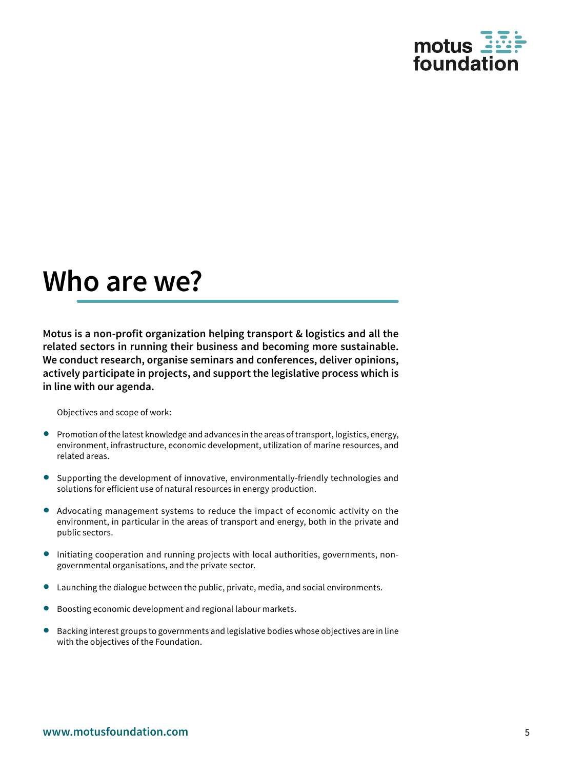# Who are we?

**Motus is a non-profit organization helping transport & logistics and all the related sectors in running their business and becoming more sustainable. We conduct research, organise seminars and conferences, deliver opinions, actively participate in projects, and support the legislative process which is in line with our agenda.**

Objectives and scope of work:

- Promotion of the latest knowledge and advances in the areas of transport, logistics, energy, environment, infrastructure, economic development, utilization of marine resources, and related areas.
- Supporting the development of innovative, environmentally-friendly technologies and solutions for efficient use of natural resources in energy production.
- Advocating management systems to reduce the impact of economic activity on the environment, in particular in the areas of transport and energy, both in the private and public sectors.
- Initiating cooperation and running projects with local authorities, governments, non-governmental organisations, and the private sector.
- Launching the dialogue between the public, private, media, and social environments.
- Boosting economic development and regional labour markets.
- Backing interest groups to governments and legislative bodies whose objectives are in line with the objectives of the Foundation.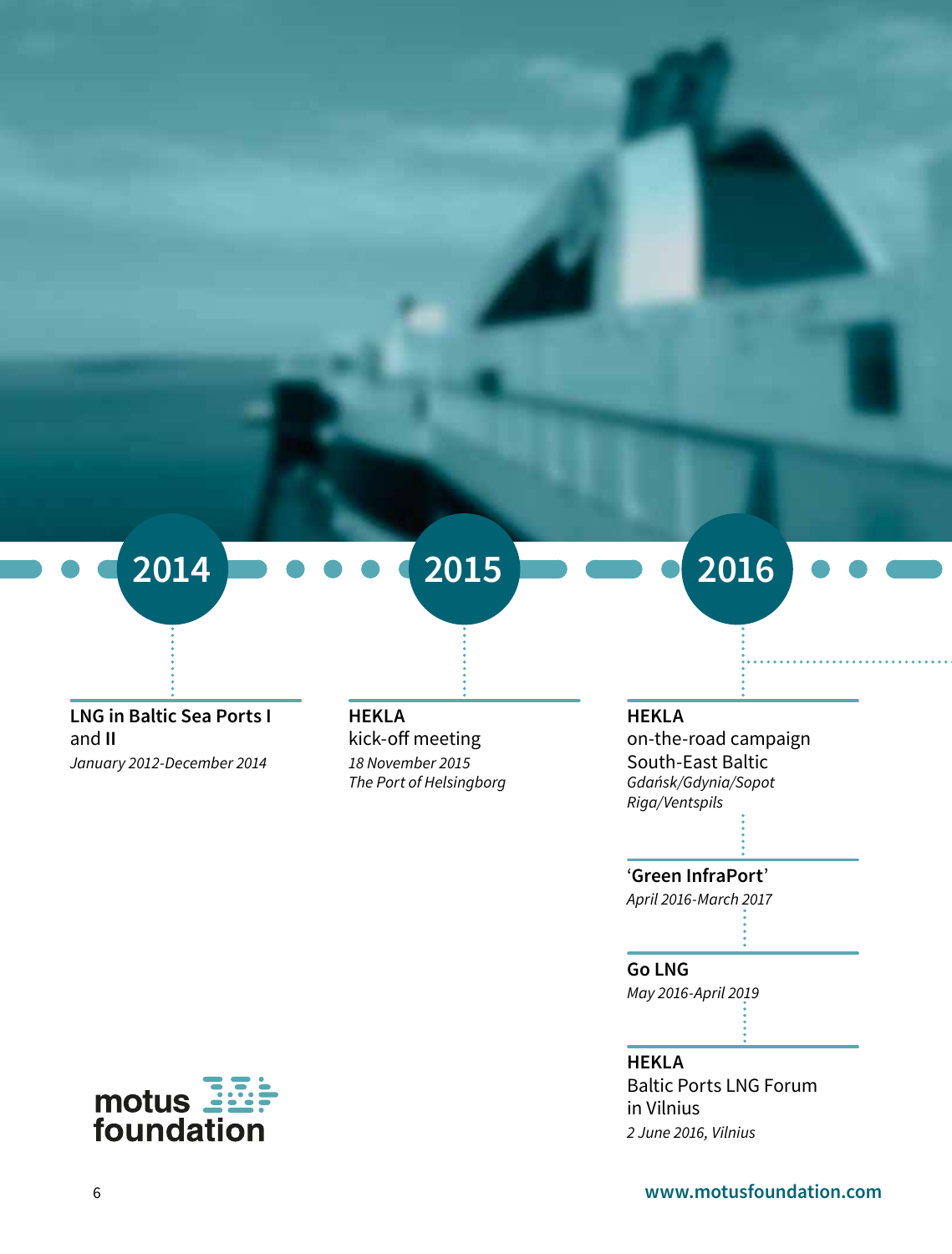## 2014

**LNG in Baltic Sea Ports I and II**
*January 2012-December 2014*

## 2015

**HEKLA**
kick-off meeting
*18 November 2015*
*The Port of Helsingborg*

## 2016

**HEKLA**
on-the-road campaign
South-East Baltic
*Gdańsk/Gdynia/Sopot*
*Riga/Ventspils*

‘**Green InfraPort**’
*April 2016-March 2017*

**Go LNG**
*May 2016-April 2019*

**HEKLA**
Baltic Ports LNG Forum
in Vilnius
*2 June 2016, Vilnius*

motus foundation

**www.motusfoundation.com**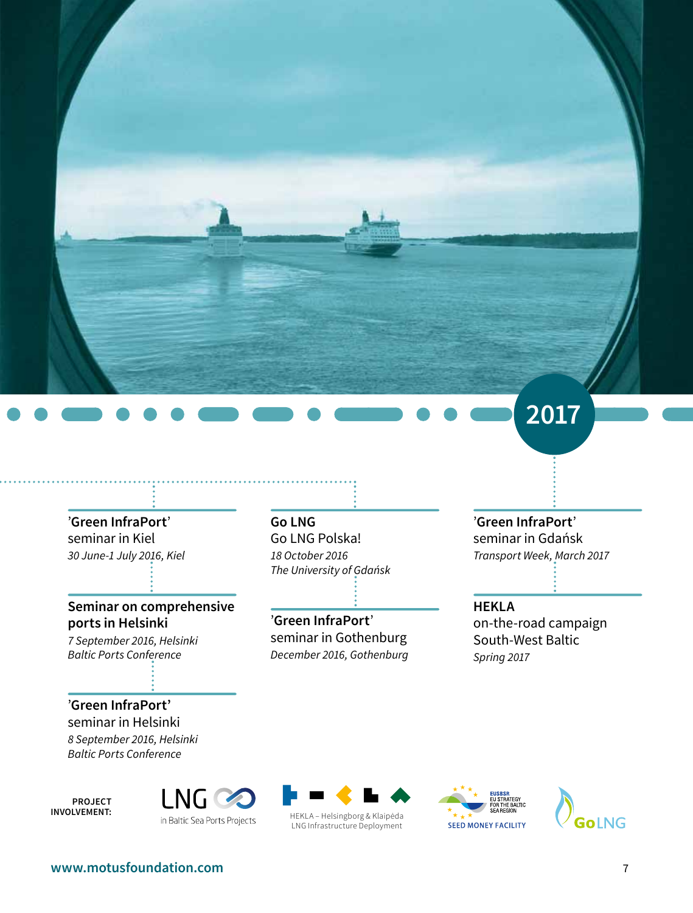## 2017

**'Green InfraPort'**
seminar in Kiel
*30 June-1 July 2016, Kiel*

**Seminar on comprehensive ports in Helsinki**
*7 September 2016, Helsinki*
*Baltic Ports Conference*

**'Green InfraPort'**
seminar in Helsinki
*8 September 2016, Helsinki*
*Baltic Ports Conference*

**Go LNG**
Go LNG Polska!
*18 October 2016*
*The University of Gdańsk*

**'Green InfraPort'**
seminar in Gothenburg
*December 2016, Gothenburg*

**'Green InfraPort'**
seminar in Gdańsk
*Transport Week, March 2017*

**HEKLA**
on-the-road campaign
South-West Baltic
*Spring 2017*

**PROJECT INVOLVEMENT:**

LNG in Baltic Sea Ports Projects

HEKLA – Helsingborg & Klaipėda LNG Infrastructure Deployment

EUSBSR EU STRATEGY FOR THE BALTIC SEA REGION SEED MONEY FACILITY

GoLNG

www.motusfoundation.com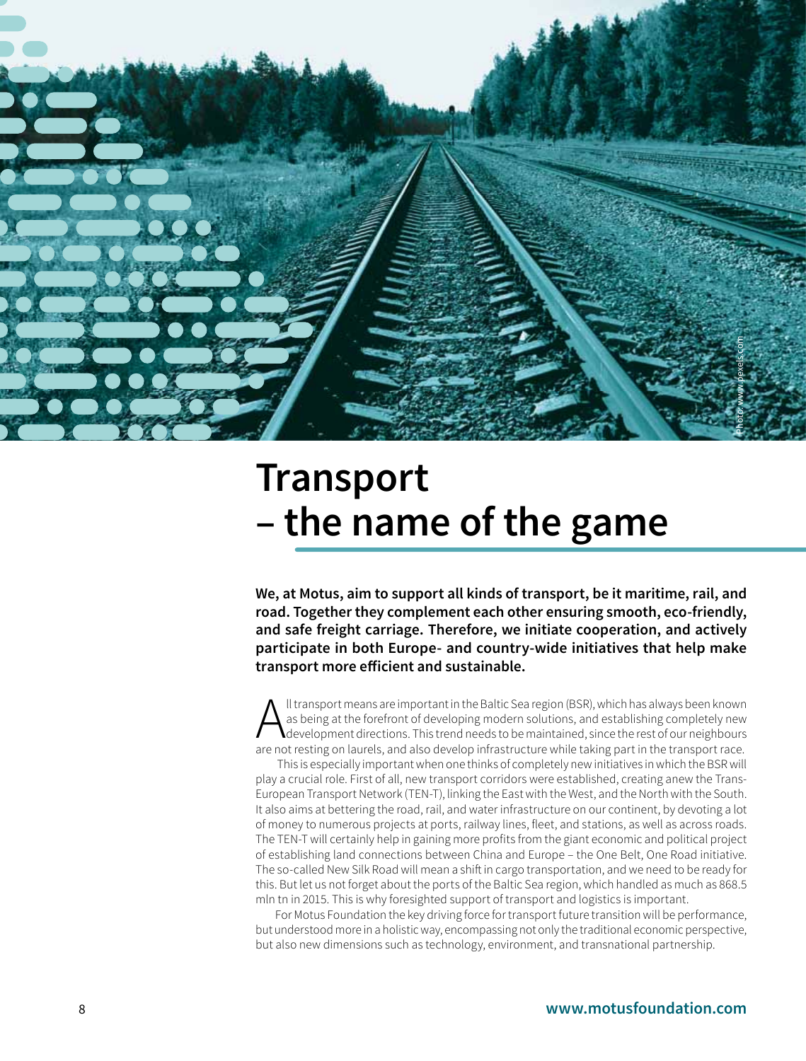# Transport – the name of the game

**We, at Motus, aim to support all kinds of transport, be it maritime, rail, and road. Together they complement each other ensuring smooth, eco-friendly, and safe freight carriage. Therefore, we initiate cooperation, and actively participate in both Europe- and country-wide initiatives that help make transport more efficient and sustainable.**

All transport means are important in the Baltic Sea region (BSR), which has always been known as being at the forefront of developing modern solutions, and establishing completely new development directions. This trend needs to be maintained, since the rest of our neighbours are not resting on laurels, and also develop infrastructure while taking part in the transport race.

This is especially important when one thinks of completely new initiatives in which the BSR will play a crucial role. First of all, new transport corridors were established, creating anew the Trans-European Transport Network (TEN-T), linking the East with the West, and the North with the South. It also aims at bettering the road, rail, and water infrastructure on our continent, by devoting a lot of money to numerous projects at ports, railway lines, fleet, and stations, as well as across roads. The TEN-T will certainly help in gaining more profits from the giant economic and political project of establishing land connections between China and Europe – the One Belt, One Road initiative. The so-called New Silk Road will mean a shift in cargo transportation, and we need to be ready for this. But let us not forget about the ports of the Baltic Sea region, which handled as much as 868.5 mln tn in 2015. This is why foresighted support of transport and logistics is important.

For Motus Foundation the key driving force for transport future transition will be performance, but understood more in a holistic way, encompassing not only the traditional economic perspective, but also new dimensions such as technology, environment, and transnational partnership.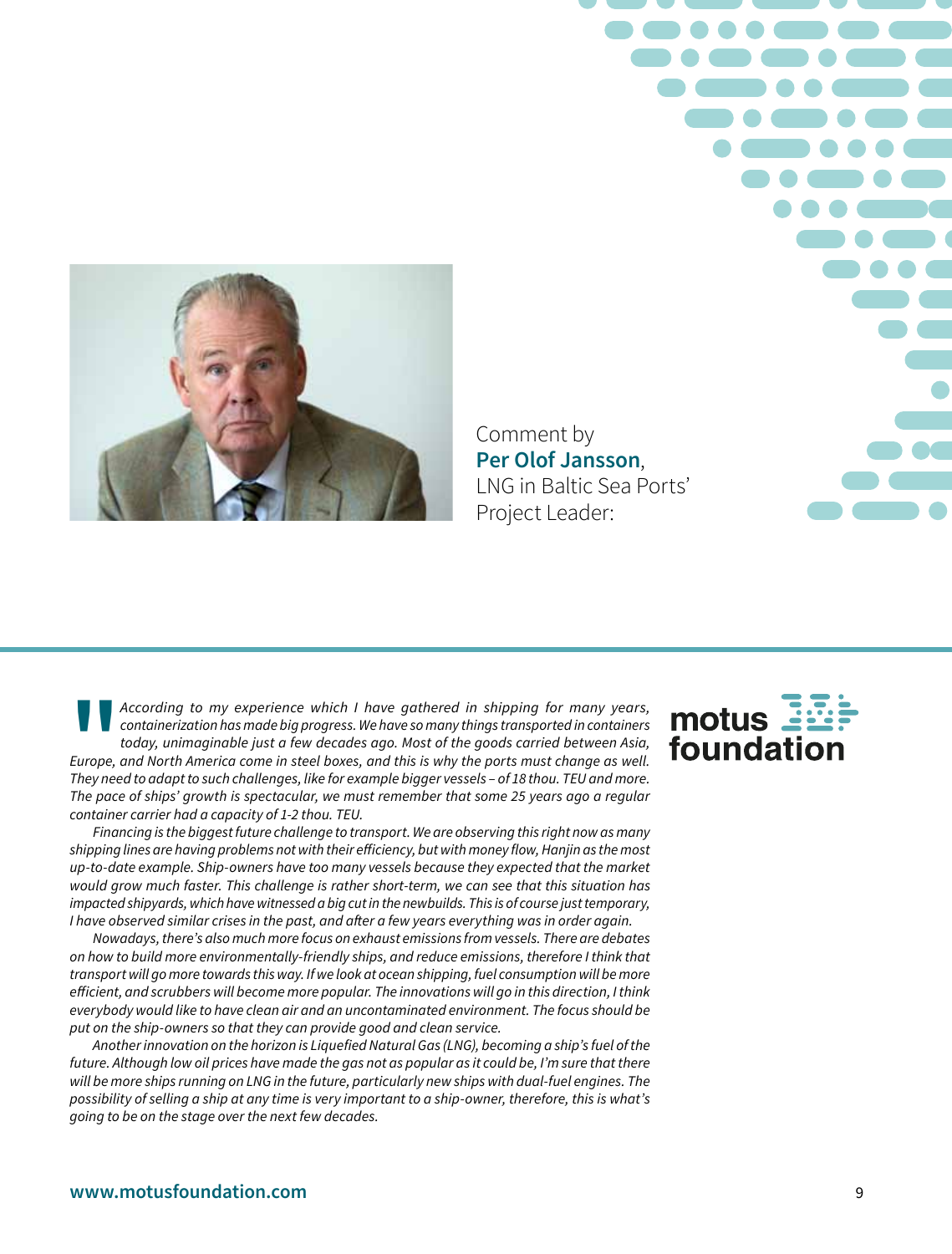Comment by
**Per Olof Jansson**,
LNG in Baltic Sea Ports' Project Leader:

"*According to my experience which I have gathered in shipping for many years, containerization has made big progress. We have so many things transported in containers today, unimaginable just a few decades ago. Most of the goods carried between Asia, Europe, and North America come in steel boxes, and this is why the ports must change as well. They need to adapt to such challenges, like for example bigger vessels – of 18 thou. TEU and more. The pace of ships' growth is spectacular, we must remember that some 25 years ago a regular container carrier had a capacity of 1-2 thou. TEU.*

*Financing is the biggest future challenge to transport. We are observing this right now as many shipping lines are having problems not with their efficiency, but with money flow, Hanjin as the most up-to-date example. Ship-owners have too many vessels because they expected that the market would grow much faster. This challenge is rather short-term, we can see that this situation has impacted shipyards, which have witnessed a big cut in the newbuilds. This is of course just temporary, I have observed similar crises in the past, and after a few years everything was in order again.*

*Nowadays, there's also much more focus on exhaust emissions from vessels. There are debates on how to build more environmentally-friendly ships, and reduce emissions, therefore I think that transport will go more towards this way. If we look at ocean shipping, fuel consumption will be more efficient, and scrubbers will become more popular. The innovations will go in this direction, I think everybody would like to have clean air and an uncontaminated environment. The focus should be put on the ship-owners so that they can provide good and clean service.*

*Another innovation on the horizon is Liquefied Natural Gas (LNG), becoming a ship's fuel of the future. Although low oil prices have made the gas not as popular as it could be, I'm sure that there will be more ships running on LNG in the future, particularly new ships with dual-fuel engines. The possibility of selling a ship at any time is very important to a ship-owner, therefore, this is what's going to be on the stage over the next few decades.*

motus foundation

www.motusfoundation.com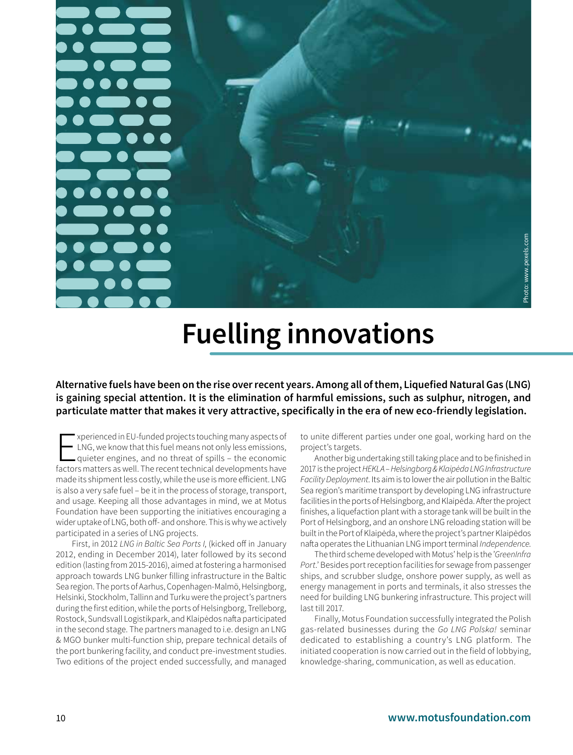# Fuelling innovations

**Alternative fuels have been on the rise over recent years. Among all of them, Liquefied Natural Gas (LNG) is gaining special attention. It is the elimination of harmful emissions, such as sulphur, nitrogen, and particulate matter that makes it very attractive, specifically in the era of new eco-friendly legislation.**

Experienced in EU-funded projects touching many aspects of LNG, we know that this fuel means not only less emissions, quieter engines, and no threat of spills – the economic factors matters as well. The recent technical developments have made its shipment less costly, while the use is more efficient. LNG is also a very safe fuel – be it in the process of storage, transport, and usage. Keeping all those advantages in mind, we at Motus Foundation have been supporting the initiatives encouraging a wider uptake of LNG, both off- and onshore. This is why we actively participated in a series of LNG projects.

First, in 2012 *LNG in Baltic Sea Ports I*, (kicked off in January 2012, ending in December 2014), later followed by its second edition (lasting from 2015-2016), aimed at fostering a harmonised approach towards LNG bunker filling infrastructure in the Baltic Sea region. The ports of Aarhus, Copenhagen-Malmö, Helsingborg, Helsinki, Stockholm, Tallinn and Turku were the project's partners during the first edition, while the ports of Helsingborg, Trelleborg, Rostock, Sundsvall Logistikpark, and Klaipėdos nafta participated in the second stage. The partners managed to i.e. design an LNG & MGO bunker multi-function ship, prepare technical details of the port bunkering facility, and conduct pre-investment studies. Two editions of the project ended successfully, and managed to unite different parties under one goal, working hard on the project's targets.

Another big undertaking still taking place and to be finished in 2017 is the project *HEKLA – Helsingborg & Klaipėda LNG Infrastructure Facility Deployment*. Its aim is to lower the air pollution in the Baltic Sea region's maritime transport by developing LNG infrastructure facilities in the ports of Helsingborg, and Klaipėda. After the project finishes, a liquefaction plant with a storage tank will be built in the Port of Helsingborg, and an onshore LNG reloading station will be built in the Port of Klaipėda, where the project's partner Klaipėdos nafta operates the Lithuanian LNG import terminal *Independence*.

The third scheme developed with Motus' help is the '*GreenInfra Port*.' Besides port reception facilities for sewage from passenger ships, and scrubber sludge, onshore power supply, as well as energy management in ports and terminals, it also stresses the need for building LNG bunkering infrastructure. This project will last till 2017.

Finally, Motus Foundation successfully integrated the Polish gas-related businesses during the *Go LNG Polska!* seminar dedicated to establishing a country's LNG platform. The initiated cooperation is now carried out in the field of lobbying, knowledge-sharing, communication, as well as education.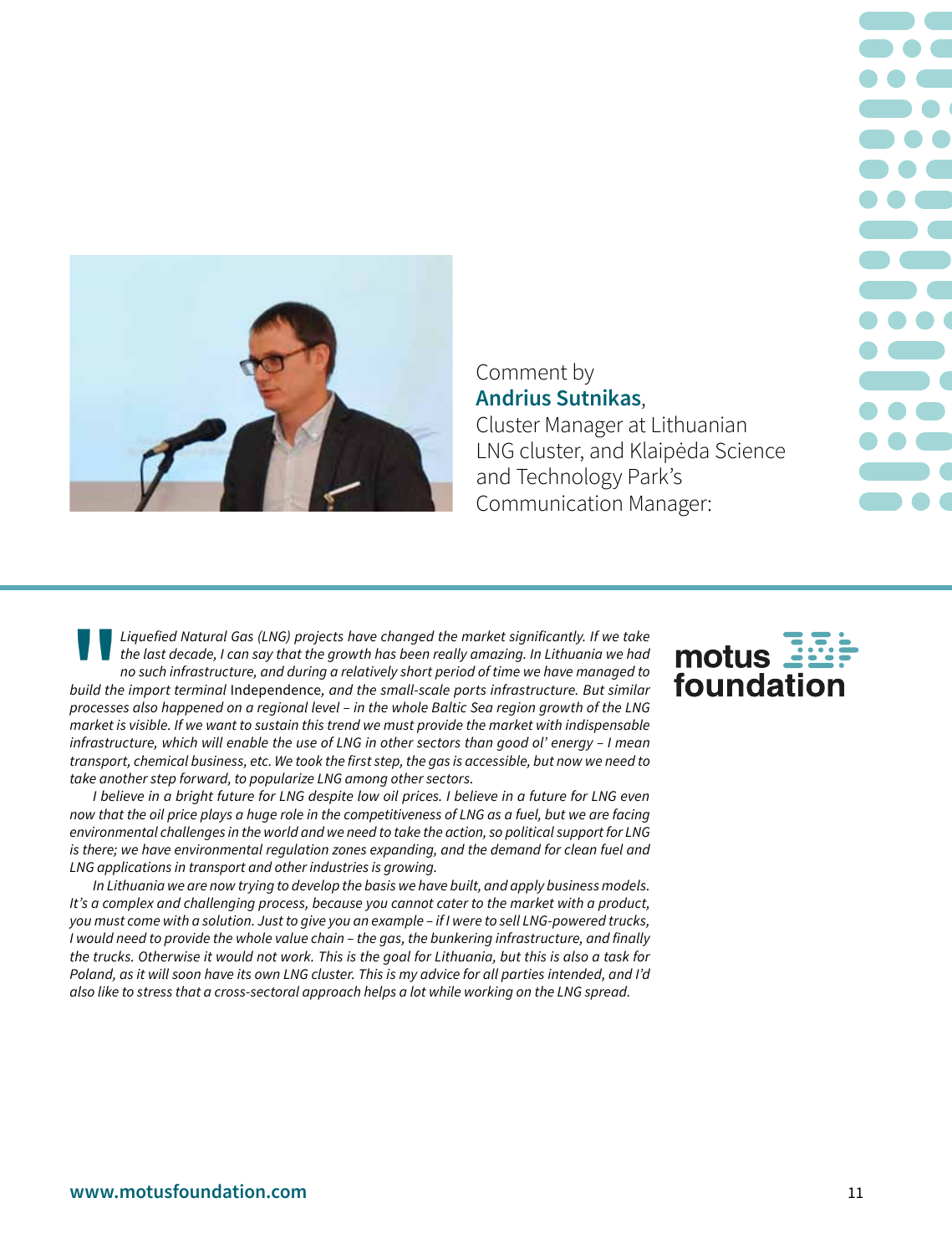Comment by
**Andrius Sutnikas**,
Cluster Manager at Lithuanian LNG cluster, and Klaipėda Science and Technology Park's Communication Manager:

*Liquefied Natural Gas (LNG) projects have changed the market significantly. If we take the last decade, I can say that the growth has been really amazing. In Lithuania we had no such infrastructure, and during a relatively short period of time we have managed to build the import terminal* Independence*, and the small-scale ports infrastructure. But similar processes also happened on a regional level – in the whole Baltic Sea region growth of the LNG market is visible. If we want to sustain this trend we must provide the market with indispensable infrastructure, which will enable the use of LNG in other sectors than good ol' energy – I mean transport, chemical business, etc. We took the first step, the gas is accessible, but now we need to take another step forward, to popularize LNG among other sectors.*

*I believe in a bright future for LNG despite low oil prices. I believe in a future for LNG even now that the oil price plays a huge role in the competitiveness of LNG as a fuel, but we are facing environmental challenges in the world and we need to take the action, so political support for LNG is there; we have environmental regulation zones expanding, and the demand for clean fuel and LNG applications in transport and other industries is growing.*

*In Lithuania we are now trying to develop the basis we have built, and apply business models. It's a complex and challenging process, because you cannot cater to the market with a product, you must come with a solution. Just to give you an example – if I were to sell LNG-powered trucks, I would need to provide the whole value chain – the gas, the bunkering infrastructure, and finally the trucks. Otherwise it would not work. This is the goal for Lithuania, but this is also a task for Poland, as it will soon have its own LNG cluster. This is my advice for all parties intended, and I'd also like to stress that a cross-sectoral approach helps a lot while working on the LNG spread.*

motus foundation

www.motusfoundation.com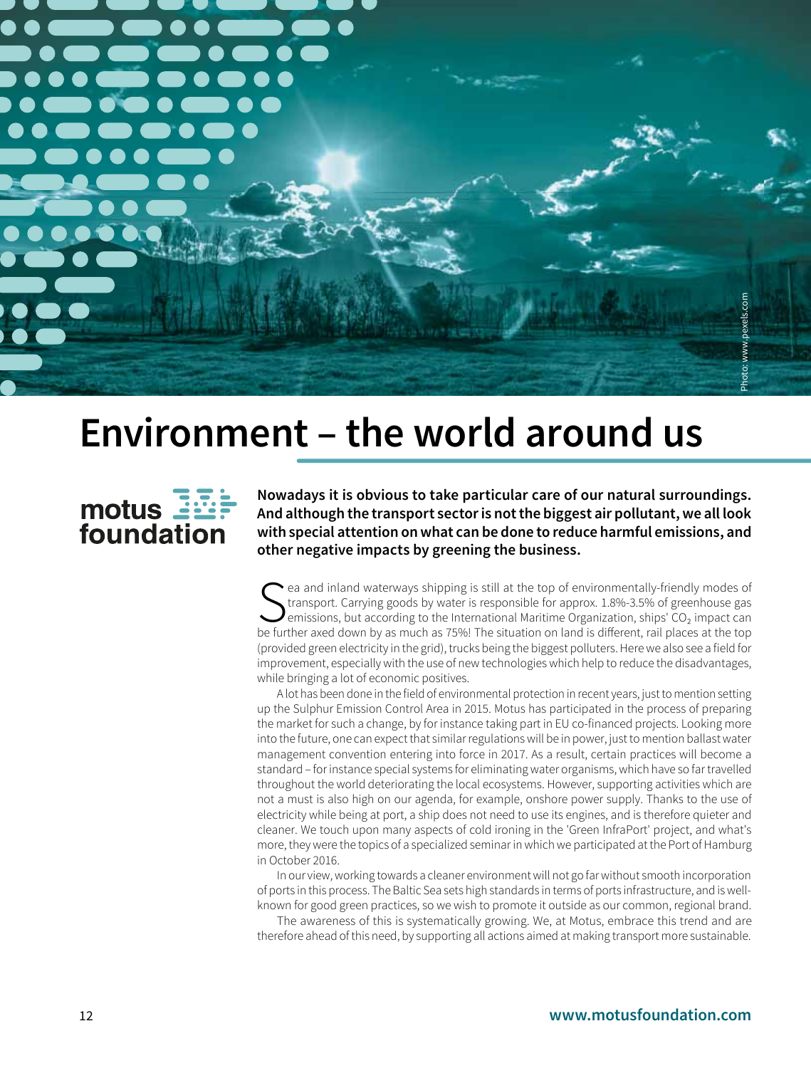# Environment – the world around us

**Nowadays it is obvious to take particular care of our natural surroundings. And although the transport sector is not the biggest air pollutant, we all look with special attention on what can be done to reduce harmful emissions, and other negative impacts by greening the business.**

Sea and inland waterways shipping is still at the top of environmentally-friendly modes of transport. Carrying goods by water is responsible for approx. 1.8%-3.5% of greenhouse gas emissions, but according to the International Maritime Organization, ships' $CO_2$ impact can be further axed down by as much as 75%! The situation on land is different, rail places at the top (provided green electricity in the grid), trucks being the biggest polluters. Here we also see a field for improvement, especially with the use of new technologies which help to reduce the disadvantages, while bringing a lot of economic positives.

A lot has been done in the field of environmental protection in recent years, just to mention setting up the Sulphur Emission Control Area in 2015. Motus has participated in the process of preparing the market for such a change, by for instance taking part in EU co-financed projects. Looking more into the future, one can expect that similar regulations will be in power, just to mention ballast water management convention entering into force in 2017. As a result, certain practices will become a standard – for instance special systems for eliminating water organisms, which have so far travelled throughout the world deteriorating the local ecosystems. However, supporting activities which are not a must is also high on our agenda, for example, onshore power supply. Thanks to the use of electricity while being at port, a ship does not need to use its engines, and is therefore quieter and cleaner. We touch upon many aspects of cold ironing in the 'Green InfraPort' project, and what's more, they were the topics of a specialized seminar in which we participated at the Port of Hamburg in October 2016.

In our view, working towards a cleaner environment will not go far without smooth incorporation of ports in this process. The Baltic Sea sets high standards in terms of ports infrastructure, and is well-known for good green practices, so we wish to promote it outside as our common, regional brand.

The awareness of this is systematically growing. We, at Motus, embrace this trend and are therefore ahead of this need, by supporting all actions aimed at making transport more sustainable.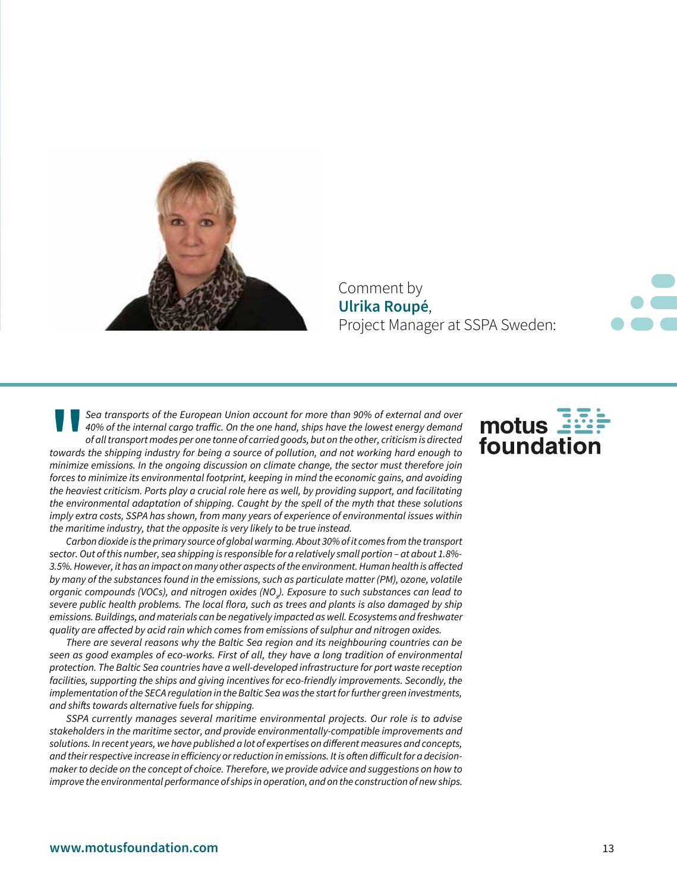Comment by
**Ulrika Roupé**,
Project Manager at SSPA Sweden:

*"Sea transports of the European Union account for more than 90% of external and over 40% of the internal cargo traffic. On the one hand, ships have the lowest energy demand of all transport modes per one tonne of carried goods, but on the other, criticism is directed towards the shipping industry for being a source of pollution, and not working hard enough to minimize emissions. In the ongoing discussion on climate change, the sector must therefore join forces to minimize its environmental footprint, keeping in mind the economic gains, and avoiding the heaviest criticism. Ports play a crucial role here as well, by providing support, and facilitating the environmental adaptation of shipping. Caught by the spell of the myth that these solutions imply extra costs, SSPA has shown, from many years of experience of environmental issues within the maritime industry, that the opposite is very likely to be true instead.*

*Carbon dioxide is the primary source of global warming. About 30% of it comes from the transport sector. Out of this number, sea shipping is responsible for a relatively small portion – at about 1.8%-3.5%. However, it has an impact on many other aspects of the environment. Human health is affected by many of the substances found in the emissions, such as particulate matter (PM), ozone, volatile organic compounds (VOCs), and nitrogen oxides ($NO_x$). Exposure to such substances can lead to severe public health problems. The local flora, such as trees and plants is also damaged by ship emissions. Buildings, and materials can be negatively impacted as well. Ecosystems and freshwater quality are affected by acid rain which comes from emissions of sulphur and nitrogen oxides.*

*There are several reasons why the Baltic Sea region and its neighbouring countries can be seen as good examples of eco-works. First of all, they have a long tradition of environmental protection. The Baltic Sea countries have a well-developed infrastructure for port waste reception facilities, supporting the ships and giving incentives for eco-friendly improvements. Secondly, the implementation of the SECA regulation in the Baltic Sea was the start for further green investments, and shifts towards alternative fuels for shipping.*

*SSPA currently manages several maritime environmental projects. Our role is to advise stakeholders in the maritime sector, and provide environmentally-compatible improvements and solutions. In recent years, we have published a lot of expertises on different measures and concepts, and their respective increase in efficiency or reduction in emissions. It is often difficult for a decision-maker to decide on the concept of choice. Therefore, we provide advice and suggestions on how to improve the environmental performance of ships in operation, and on the construction of new ships.*

**www.motusfoundation.com**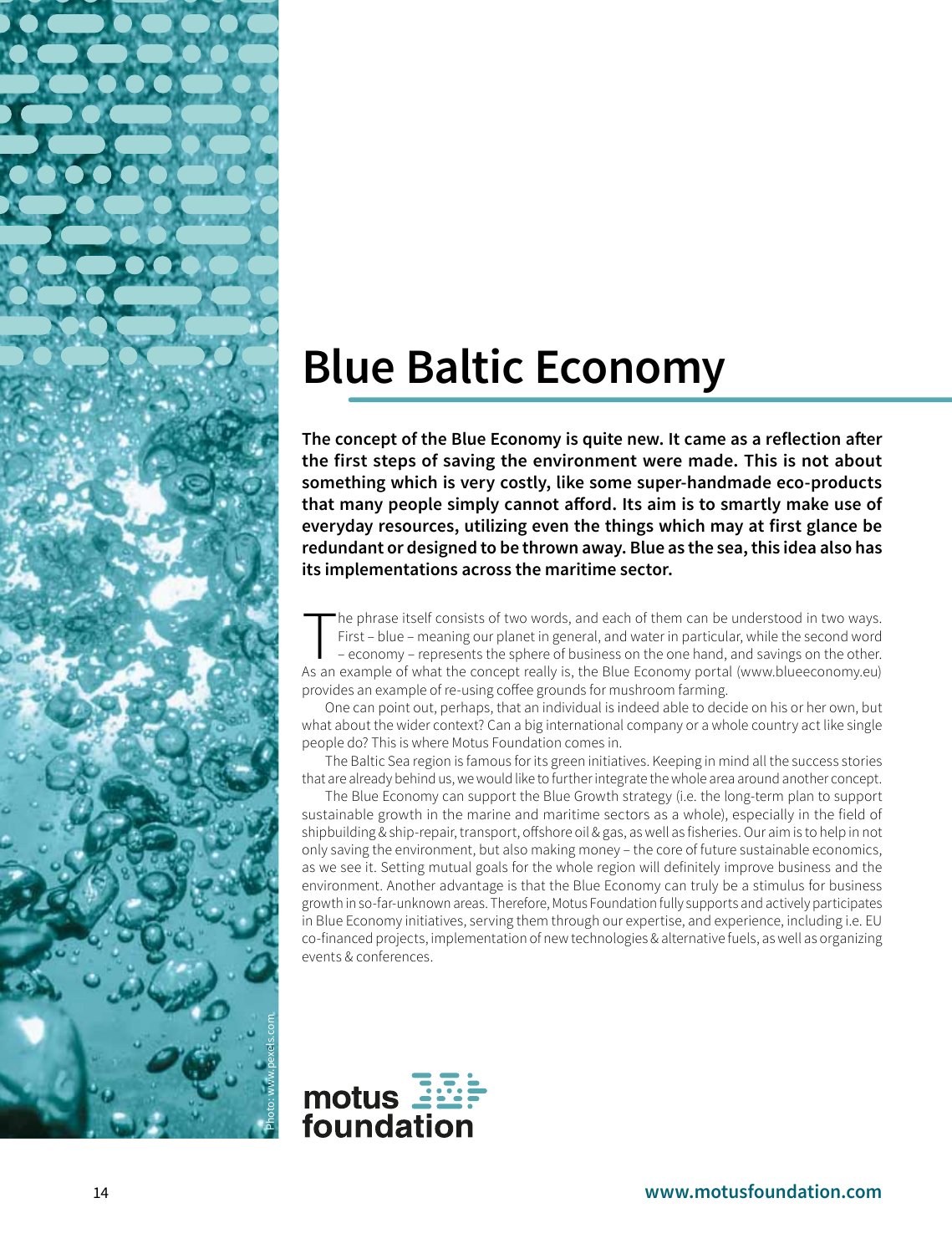# Blue Baltic Economy

**The concept of the Blue Economy is quite new. It came as a reflection after the first steps of saving the environment were made. This is not about something which is very costly, like some super-handmade eco-products that many people simply cannot afford. Its aim is to smartly make use of everyday resources, utilizing even the things which may at first glance be redundant or designed to be thrown away. Blue as the sea, this idea also has its implementations across the maritime sector.**

The phrase itself consists of two words, and each of them can be understood in two ways. First – blue – meaning our planet in general, and water in particular, while the second word – economy – represents the sphere of business on the one hand, and savings on the other. As an example of what the concept really is, the Blue Economy portal (www.blueeconomy.eu) provides an example of re-using coffee grounds for mushroom farming.

One can point out, perhaps, that an individual is indeed able to decide on his or her own, but what about the wider context? Can a big international company or a whole country act like single people do? This is where Motus Foundation comes in.

The Baltic Sea region is famous for its green initiatives. Keeping in mind all the success stories that are already behind us, we would like to further integrate the whole area around another concept.

The Blue Economy can support the Blue Growth strategy (i.e. the long-term plan to support sustainable growth in the marine and maritime sectors as a whole), especially in the field of shipbuilding & ship-repair, transport, offshore oil & gas, as well as fisheries. Our aim is to help in not only saving the environment, but also making money – the core of future sustainable economics, as we see it. Setting mutual goals for the whole region will definitely improve business and the environment. Another advantage is that the Blue Economy can truly be a stimulus for business growth in so-far-unknown areas. Therefore, Motus Foundation fully supports and actively participates in Blue Economy initiatives, serving them through our expertise, and experience, including i.e. EU co-financed projects, implementation of new technologies & alternative fuels, as well as organizing events & conferences.

Photo: www.pexels.com

motus foundation

www.motusfoundation.com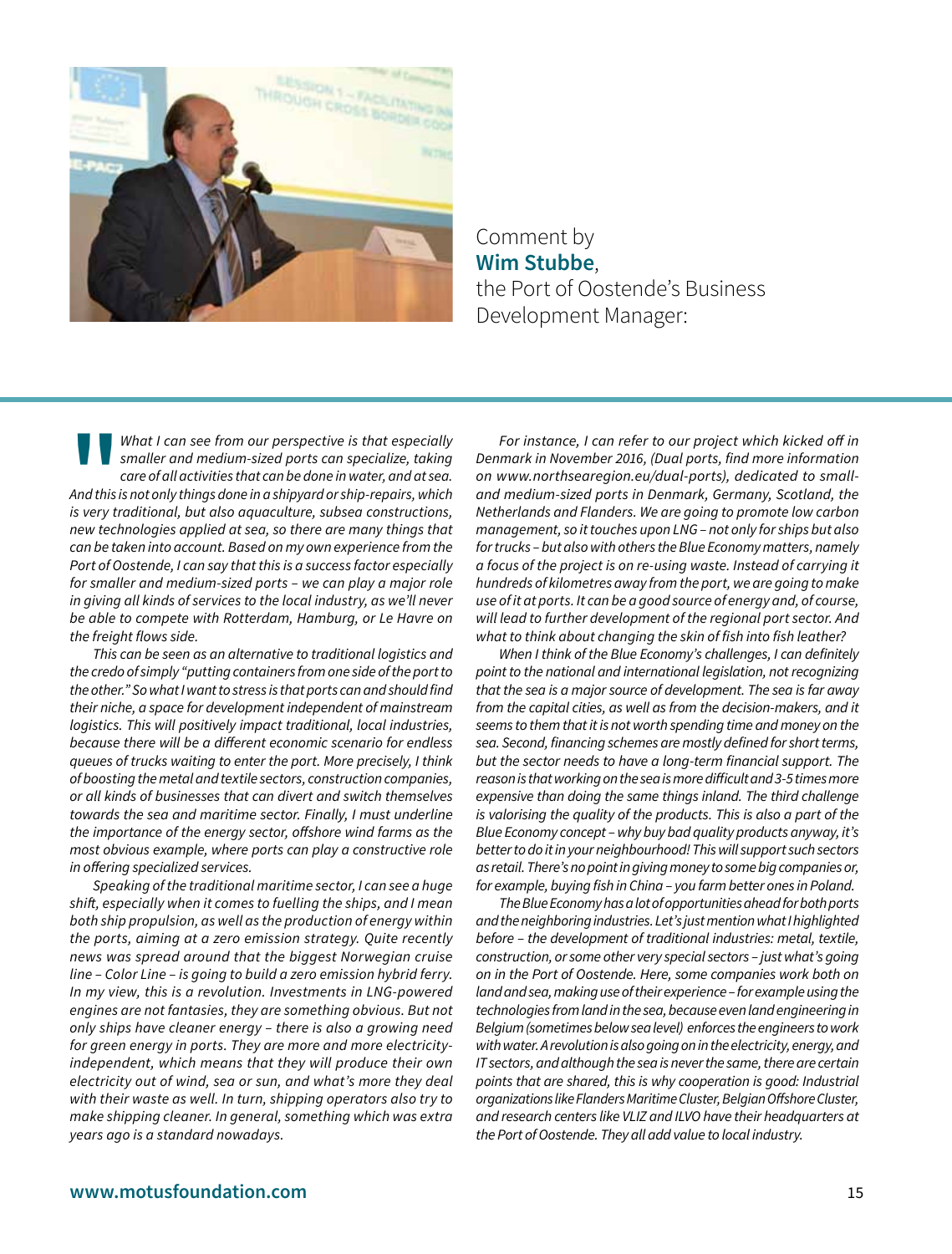Comment by **Wim Stubbe**, the Port of Oostende's Business Development Manager:

*What I can see from our perspective is that especially smaller and medium-sized ports can specialize, taking care of all activities that can be done in water, and at sea. And this is not only things done in a shipyard or ship-repairs, which is very traditional, but also aquaculture, subsea constructions, new technologies applied at sea, so there are many things that can be taken into account. Based on my own experience from the Port of Oostende, I can say that this is a success factor especially for smaller and medium-sized ports – we can play a major role in giving all kinds of services to the local industry, as we'll never be able to compete with Rotterdam, Hamburg, or Le Havre on the freight flows side.*

*This can be seen as an alternative to traditional logistics and the credo of simply "putting containers from one side of the port to the other." So what I want to stress is that ports can and should find their niche, a space for development independent of mainstream logistics. This will positively impact traditional, local industries, because there will be a different economic scenario for endless queues of trucks waiting to enter the port. More precisely, I think of boosting the metal and textile sectors, construction companies, or all kinds of businesses that can divert and switch themselves towards the sea and maritime sector. Finally, I must underline the importance of the energy sector, offshore wind farms as the most obvious example, where ports can play a constructive role in offering specialized services.*

*Speaking of the traditional maritime sector, I can see a huge shift, especially when it comes to fuelling the ships, and I mean both ship propulsion, as well as the production of energy within the ports, aiming at a zero emission strategy. Quite recently news was spread around that the biggest Norwegian cruise line – Color Line – is going to build a zero emission hybrid ferry. In my view, this is a revolution. Investments in LNG-powered engines are not fantasies, they are something obvious. But not only ships have cleaner energy – there is also a growing need for green energy in ports. They are more and more electricity-independent, which means that they will produce their own electricity out of wind, sea or sun, and what's more they deal with their waste as well. In turn, shipping operators also try to make shipping cleaner. In general, something which was extra years ago is a standard nowadays.*

*For instance, I can refer to our project which kicked off in Denmark in November 2016, (Dual ports, find more information on www.northsearegion.eu/dual-ports), dedicated to small- and medium-sized ports in Denmark, Germany, Scotland, the Netherlands and Flanders. We are going to promote low carbon management, so it touches upon LNG – not only for ships but also for trucks – but also with others the Blue Economy matters, namely a focus of the project is on re-using waste. Instead of carrying it hundreds of kilometres away from the port, we are going to make use of it at ports. It can be a good source of energy and, of course, will lead to further development of the regional port sector. And what to think about changing the skin of fish into fish leather?*

*When I think of the Blue Economy's challenges, I can definitely point to the national and international legislation, not recognizing that the sea is a major source of development. The sea is far away from the capital cities, as well as from the decision-makers, and it seems to them that it is not worth spending time and money on the sea. Second, financing schemes are mostly defined for short terms, but the sector needs to have a long-term financial support. The reason is that working on the sea is more difficult and 3-5 times more expensive than doing the same things inland. The third challenge is valorising the quality of the products. This is also a part of the Blue Economy concept – why buy bad quality products anyway, it's better to do it in your neighbourhood! This will support such sectors as retail. There's no point in giving money to some big companies or, for example, buying fish in China – you farm better ones in Poland.*

*The Blue Economy has a lot of opportunities ahead for both ports and the neighboring industries. Let's just mention what I highlighted before – the development of traditional industries: metal, textile, construction, or some other very special sectors – just what's going on in the Port of Oostende. Here, some companies work both on land and sea, making use of their experience – for example using the technologies from land in the sea, because even land engineering in Belgium (sometimes below sea level) enforces the engineers to work with water. A revolution is also going on in the electricity, energy, and IT sectors, and although the sea is never the same, there are certain points that are shared, this is why cooperation is good: Industrial organizations like Flanders Maritime Cluster, Belgian Offshore Cluster, and research centers like VLIZ and ILVO have their headquarters at the Port of Oostende. They all add value to local industry.*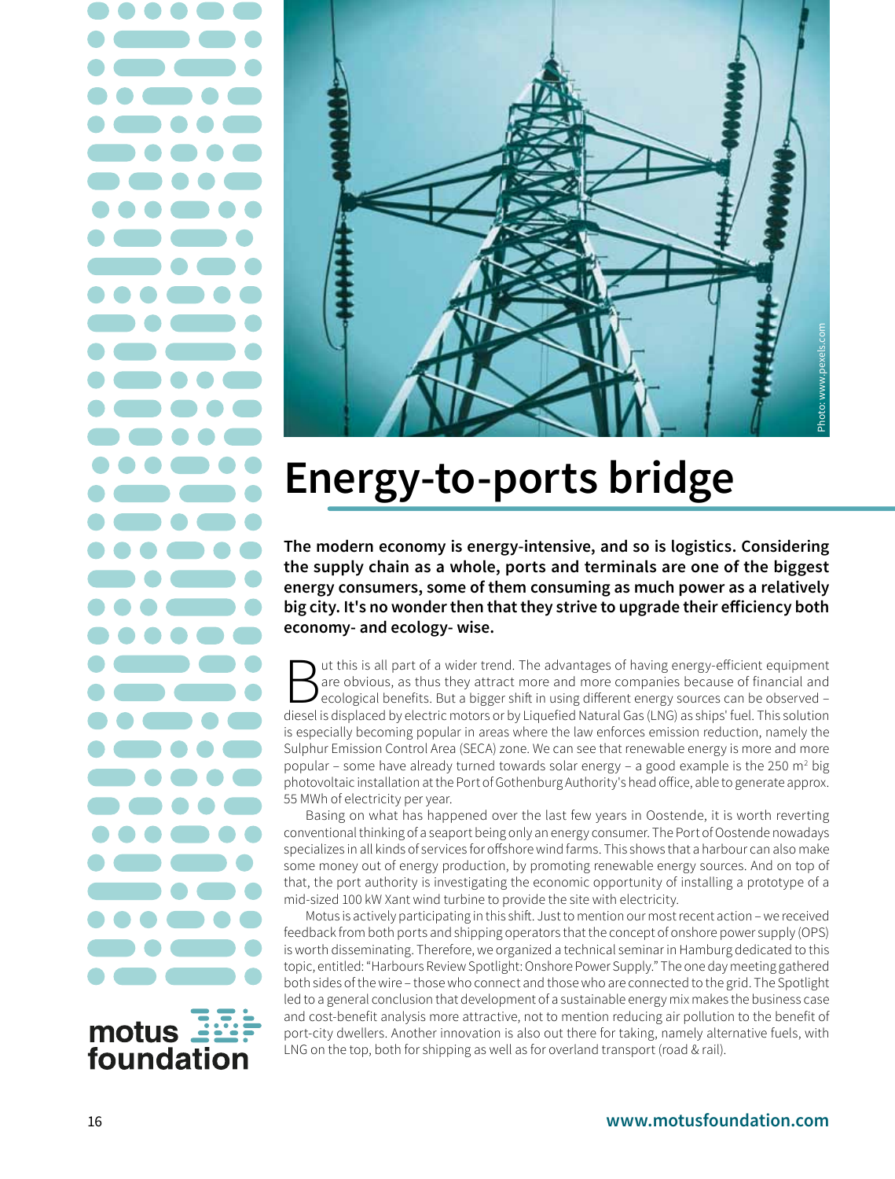Photo: www.pexels.com

# Energy-to-ports bridge

**The modern economy is energy-intensive, and so is logistics. Considering the supply chain as a whole, ports and terminals are one of the biggest energy consumers, some of them consuming as much power as a relatively big city. It's no wonder then that they strive to upgrade their efficiency both economy- and ecology- wise.**

But this is all part of a wider trend. The advantages of having energy-efficient equipment are obvious, as thus they attract more and more companies because of financial and ecological benefits. But a bigger shift in using different energy sources can be observed – diesel is displaced by electric motors or by Liquefied Natural Gas (LNG) as ships' fuel. This solution is especially becoming popular in areas where the law enforces emission reduction, namely the Sulphur Emission Control Area (SECA) zone. We can see that renewable energy is more and more popular – some have already turned towards solar energy – a good example is the 250 m$^2$ big photovoltaic installation at the Port of Gothenburg Authority's head office, able to generate approx. 55 MWh of electricity per year.

Basing on what has happened over the last few years in Oostende, it is worth reverting conventional thinking of a seaport being only an energy consumer. The Port of Oostende nowadays specializes in all kinds of services for offshore wind farms. This shows that a harbour can also make some money out of energy production, by promoting renewable energy sources. And on top of that, the port authority is investigating the economic opportunity of installing a prototype of a mid-sized 100 kW Xant wind turbine to provide the site with electricity.

Motus is actively participating in this shift. Just to mention our most recent action – we received feedback from both ports and shipping operators that the concept of onshore power supply (OPS) is worth disseminating. Therefore, we organized a technical seminar in Hamburg dedicated to this topic, entitled: "Harbours Review Spotlight: Onshore Power Supply." The one day meeting gathered both sides of the wire – those who connect and those who are connected to the grid. The Spotlight led to a general conclusion that development of a sustainable energy mix makes the business case and cost-benefit analysis more attractive, not to mention reducing air pollution to the benefit of port-city dwellers. Another innovation is also out there for taking, namely alternative fuels, with LNG on the top, both for shipping as well as for overland transport (road & rail).

motus foundation

www.motusfoundation.com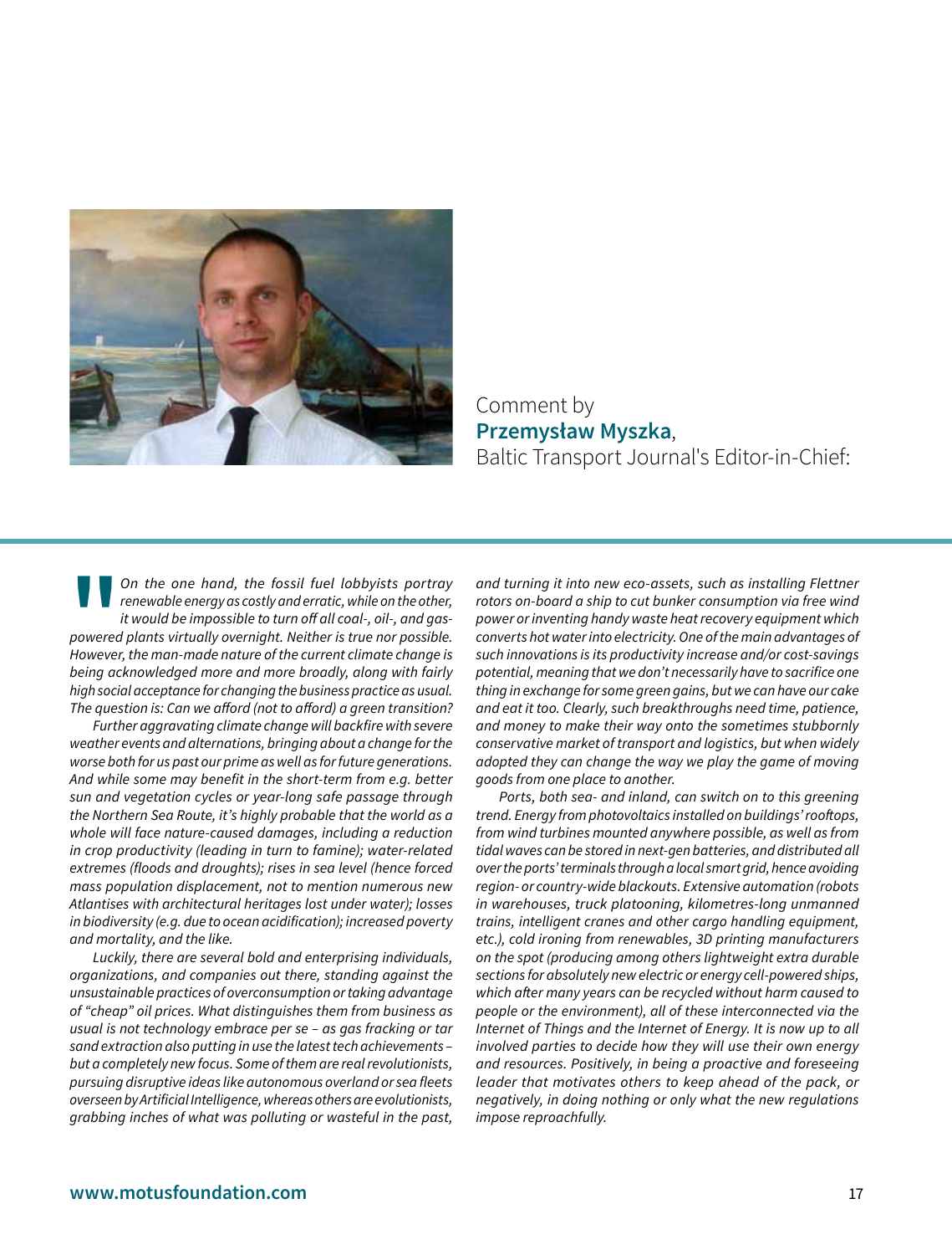Comment by
**Przemysław Myszka**,
Baltic Transport Journal's Editor-in-Chief:

*"On the one hand, the fossil fuel lobbyists portray renewable energy as costly and erratic, while on the other, it would be impossible to turn off all coal-, oil-, and gas-powered plants virtually overnight. Neither is true nor possible. However, the man-made nature of the current climate change is being acknowledged more and more broadly, along with fairly high social acceptance for changing the business practice as usual. The question is: Can we afford (not to afford) a green transition?*

*Further aggravating climate change will backfire with severe weather events and alternations, bringing about a change for the worse both for us past our prime as well as for future generations. And while some may benefit in the short-term from e.g. better sun and vegetation cycles or year-long safe passage through the Northern Sea Route, it's highly probable that the world as a whole will face nature-caused damages, including a reduction in crop productivity (leading in turn to famine); water-related extremes (floods and droughts); rises in sea level (hence forced mass population displacement, not to mention numerous new Atlantises with architectural heritages lost under water); losses in biodiversity (e.g. due to ocean acidification); increased poverty and mortality, and the like.*

*Luckily, there are several bold and enterprising individuals, organizations, and companies out there, standing against the unsustainable practices of overconsumption or taking advantage of "cheap" oil prices. What distinguishes them from business as usual is not technology embrace per se – as gas fracking or tar sand extraction also putting in use the latest tech achievements – but a completely new focus. Some of them are real revolutionists, pursuing disruptive ideas like autonomous overland or sea fleets overseen by Artificial Intelligence, whereas others are evolutionists, grabbing inches of what was polluting or wasteful in the past, and turning it into new eco-assets, such as installing Flettner rotors on-board a ship to cut bunker consumption via free wind power or inventing handy waste heat recovery equipment which converts hot water into electricity. One of the main advantages of such innovations is its productivity increase and/or cost-savings potential, meaning that we don't necessarily have to sacrifice one thing in exchange for some green gains, but we can have our cake and eat it too. Clearly, such breakthroughs need time, patience, and money to make their way onto the sometimes stubbornly conservative market of transport and logistics, but when widely adopted they can change the way we play the game of moving goods from one place to another.*

*Ports, both sea- and inland, can switch on to this greening trend. Energy from photovoltaics installed on buildings' rooftops, from wind turbines mounted anywhere possible, as well as from tidal waves can be stored in next-gen batteries, and distributed all over the ports' terminals through a local smart grid, hence avoiding region- or country-wide blackouts. Extensive automation (robots in warehouses, truck platooning, kilometres-long unmanned trains, intelligent cranes and other cargo handling equipment, etc.), cold ironing from renewables, 3D printing manufacturers on the spot (producing among others lightweight extra durable sections for absolutely new electric or energy cell-powered ships, which after many years can be recycled without harm caused to people or the environment), all of these interconnected via the Internet of Things and the Internet of Energy. It is now up to all involved parties to decide how they will use their own energy and resources. Positively, in being a proactive and foreseeing leader that motivates others to keep ahead of the pack, or negatively, in doing nothing or only what the new regulations impose reproachfully.*

www.motusfoundation.com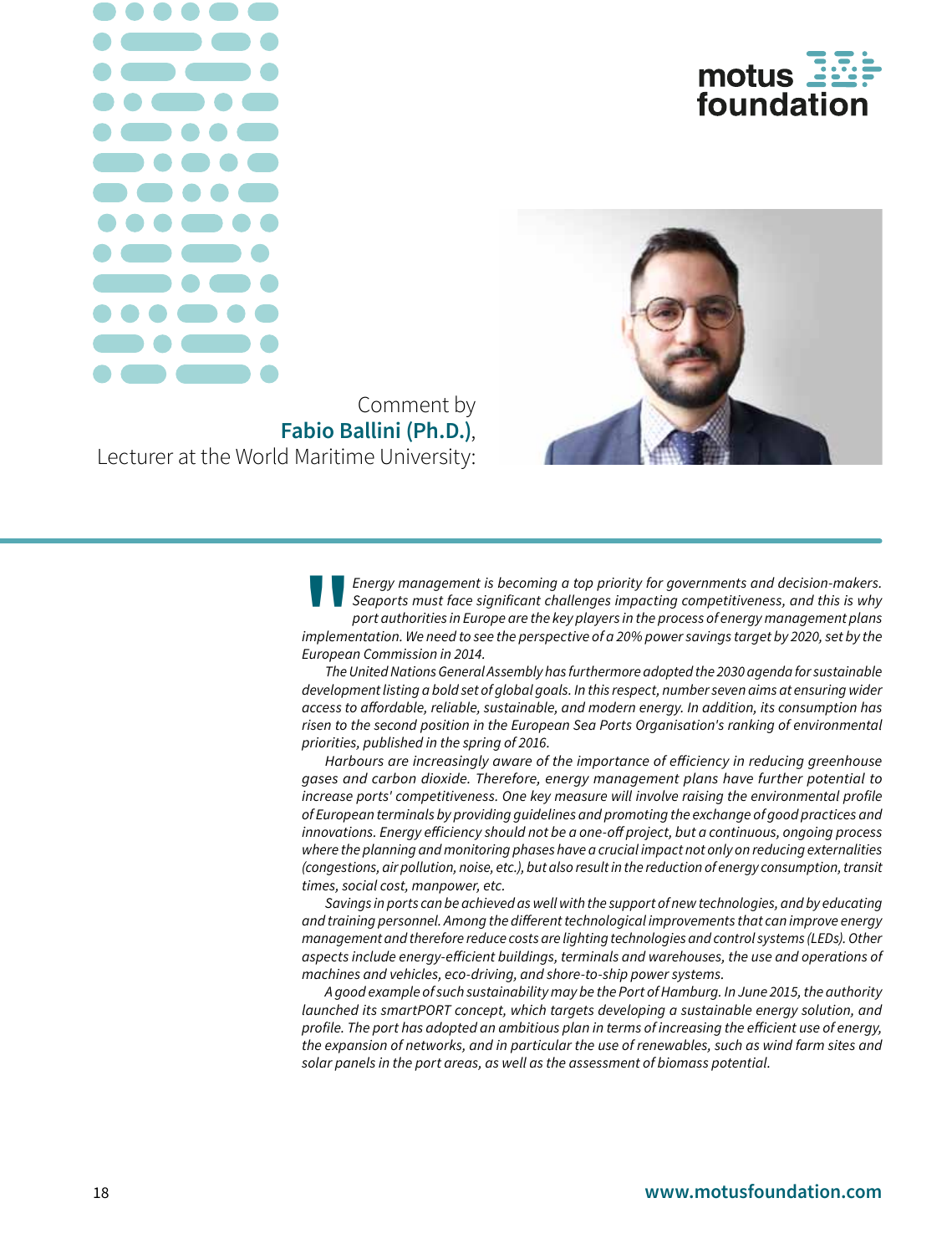motus foundation

Comment by
**Fabio Ballini (Ph.D.)**,
Lecturer at the World Maritime University:

*"Energy management is becoming a top priority for governments and decision-makers. Seaports must face significant challenges impacting competitiveness, and this is why port authorities in Europe are the key players in the process of energy management plans implementation. We need to see the perspective of a 20% power savings target by 2020, set by the European Commission in 2014.*

*The United Nations General Assembly has furthermore adopted the 2030 agenda for sustainable development listing a bold set of global goals. In this respect, number seven aims at ensuring wider access to affordable, reliable, sustainable, and modern energy. In addition, its consumption has risen to the second position in the European Sea Ports Organisation's ranking of environmental priorities, published in the spring of 2016.*

*Harbours are increasingly aware of the importance of efficiency in reducing greenhouse gases and carbon dioxide. Therefore, energy management plans have further potential to increase ports' competitiveness. One key measure will involve raising the environmental profile of European terminals by providing guidelines and promoting the exchange of good practices and innovations. Energy efficiency should not be a one-off project, but a continuous, ongoing process where the planning and monitoring phases have a crucial impact not only on reducing externalities (congestions, air pollution, noise, etc.), but also result in the reduction of energy consumption, transit times, social cost, manpower, etc.*

*Savings in ports can be achieved as well with the support of new technologies, and by educating and training personnel. Among the different technological improvements that can improve energy management and therefore reduce costs are lighting technologies and control systems (LEDs). Other aspects include energy-efficient buildings, terminals and warehouses, the use and operations of machines and vehicles, eco-driving, and shore-to-ship power systems.*

*A good example of such sustainability may be the Port of Hamburg. In June 2015, the authority launched its smartPORT concept, which targets developing a sustainable energy solution, and profile. The port has adopted an ambitious plan in terms of increasing the efficient use of energy, the expansion of networks, and in particular the use of renewables, such as wind farm sites and solar panels in the port areas, as well as the assessment of biomass potential.*

www.motusfoundation.com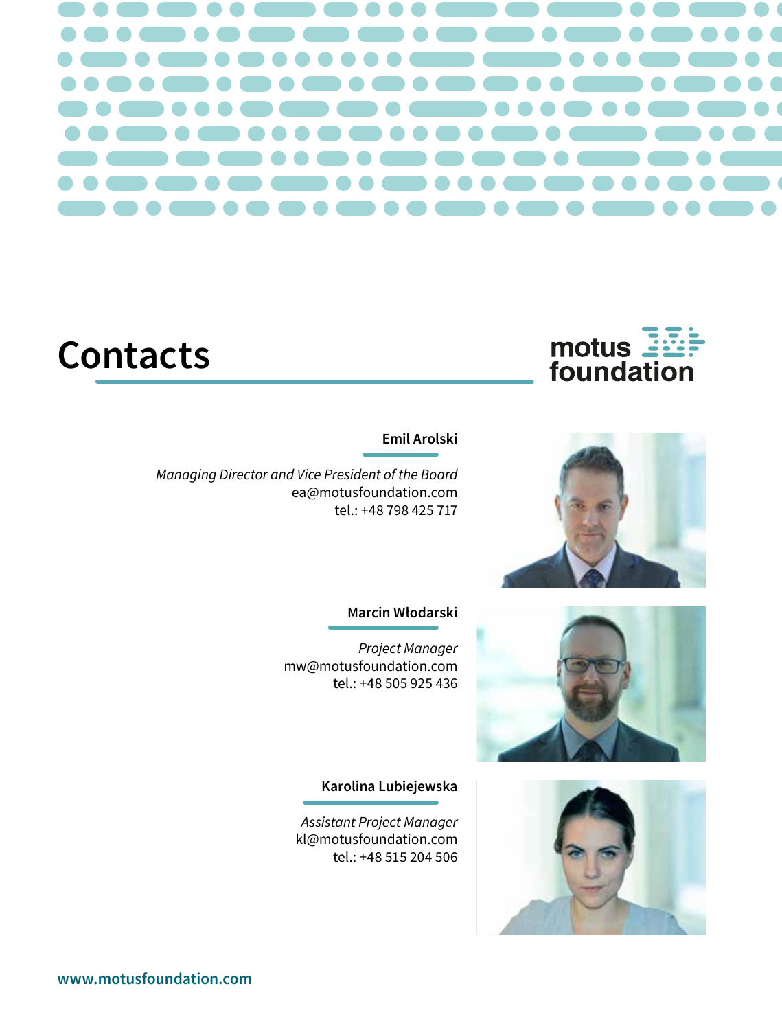# Contacts

motus foundation

**Emil Arolski**

*Managing Director and Vice President of the Board*
ea@motusfoundation.com
tel.: +48 798 425 717

**Marcin Włodarski**

*Project Manager*
mw@motusfoundation.com
tel.: +48 505 925 436

**Karolina Lubiejewska**

*Assistant Project Manager*
kl@motusfoundation.com
tel.: +48 515 204 506

**www.motusfoundation.com**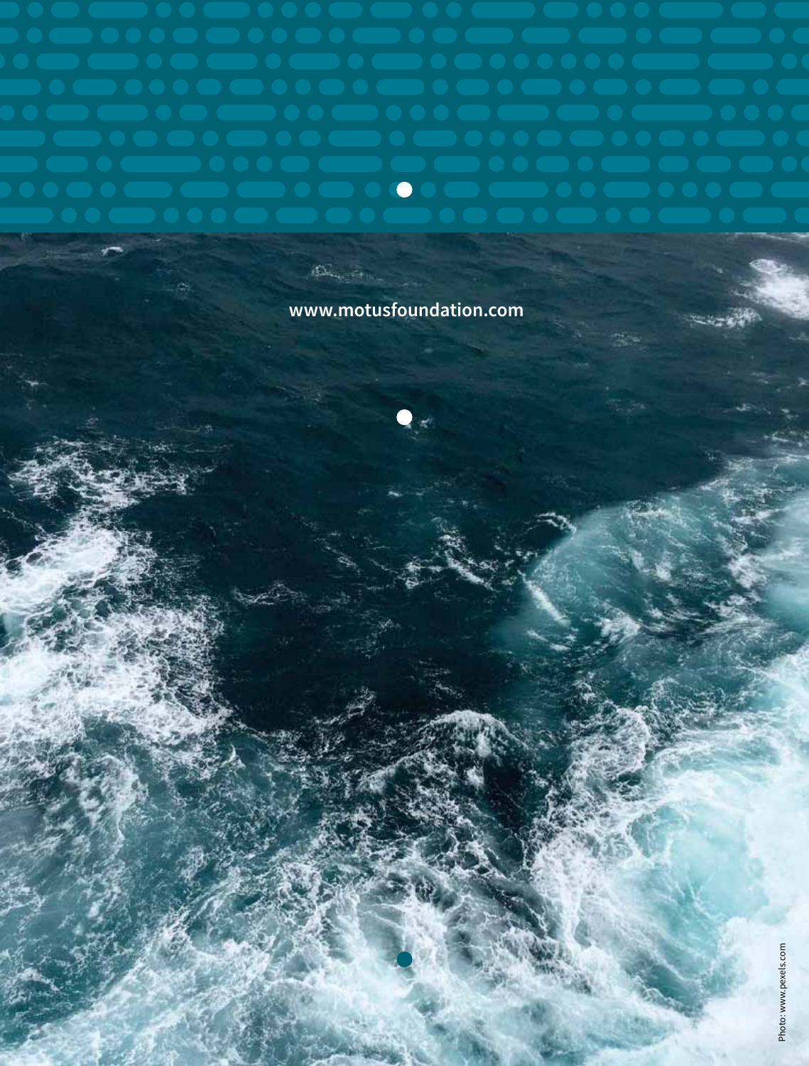www.motusfoundation.com

Photo: www.pexels.com